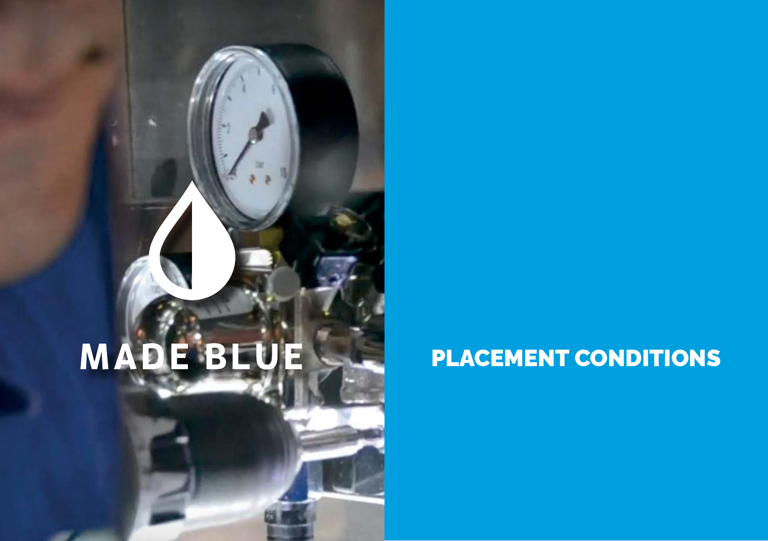MADE BLUE

# PLACEMENT CONDITIONS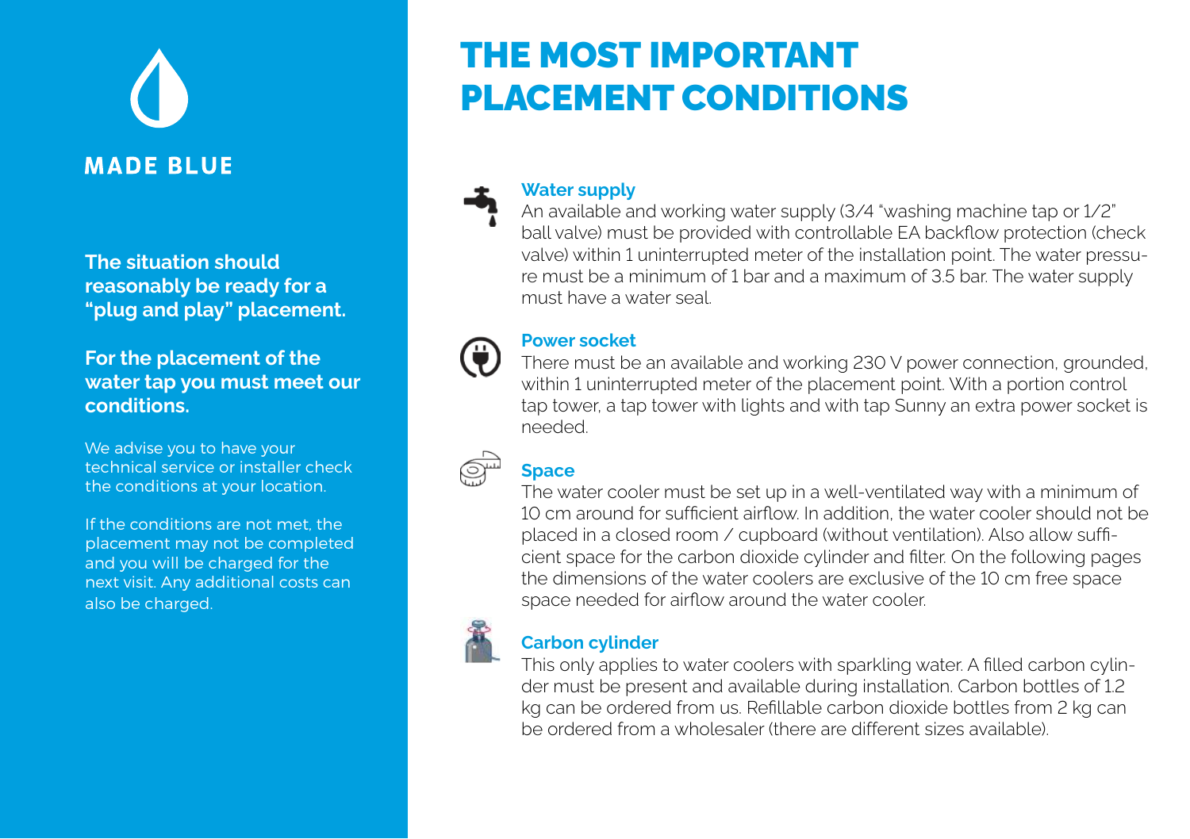MADE BLUE

**The situation should reasonably be ready for a “plug and play” placement.**

**For the placement of the water tap you must meet our conditions.**

We advise you to have your technical service or installer check the conditions at your location.

If the conditions are not met, the placement may not be completed and you will be charged for the next visit. Any additional costs can also be charged.

# THE MOST IMPORTANT PLACEMENT CONDITIONS

### Water supply

An available and working water supply (3/4 “washing machine tap or 1/2” ball valve) must be provided with controllable EA backflow protection (check valve) within 1 uninterrupted meter of the installation point. The water pressure must be a minimum of 1 bar and a maximum of 3.5 bar. The water supply must have a water seal.

### Power socket

There must be an available and working 230 V power connection, grounded, within 1 uninterrupted meter of the placement point. With a portion control tap tower, a tap tower with lights and with tap Sunny an extra power socket is needed.

### Space

The water cooler must be set up in a well-ventilated way with a minimum of 10 cm around for sufficient airflow. In addition, the water cooler should not be placed in a closed room / cupboard (without ventilation). Also allow sufficient space for the carbon dioxide cylinder and filter. On the following pages the dimensions of the water coolers are exclusive of the 10 cm free space space needed for airflow around the water cooler.

### Carbon cylinder

This only applies to water coolers with sparkling water. A filled carbon cylinder must be present and available during installation. Carbon bottles of 1.2 kg can be ordered from us. Refillable carbon dioxide bottles from 2 kg can be ordered from a wholesaler (there are different sizes available).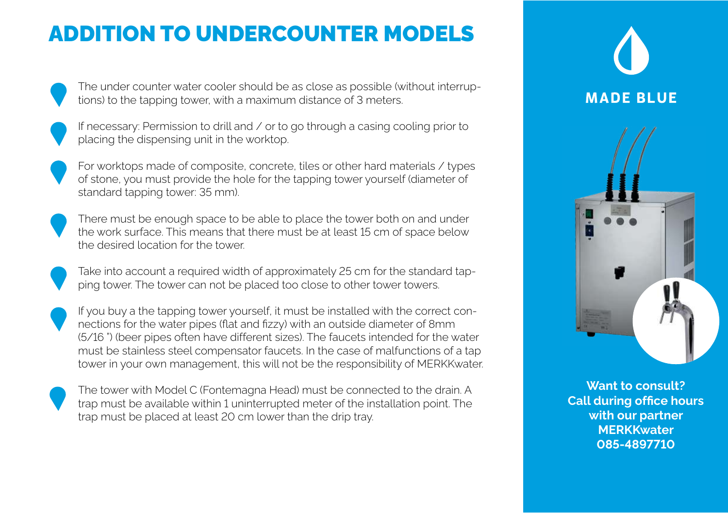# ADDITION TO UNDERCOUNTER MODELS

- The under counter water cooler should be as close as possible (without interruptions) to the tapping tower, with a maximum distance of 3 meters.
- If necessary: Permission to drill and / or to go through a casing cooling prior to placing the dispensing unit in the worktop.
- For worktops made of composite, concrete, tiles or other hard materials / types of stone, you must provide the hole for the tapping tower yourself (diameter of standard tapping tower: 35 mm).
- There must be enough space to be able to place the tower both on and under the work surface. This means that there must be at least 15 cm of space below the desired location for the tower.
- Take into account a required width of approximately 25 cm for the standard tapping tower. The tower can not be placed too close to other tower towers.
- If you buy a the tapping tower yourself, it must be installed with the correct connections for the water pipes (flat and fizzy) with an outside diameter of 8mm (5/16 ") (beer pipes often have different sizes). The faucets intended for the water must be stainless steel compensator faucets. In the case of malfunctions of a tap tower in your own management, this will not be the responsibility of MERKKwater.
- The tower with Model C (Fontemagna Head) must be connected to the drain. A trap must be available within 1 uninterrupted meter of the installation point. The trap must be placed at least 20 cm lower than the drip tray.

**MADE BLUE**

**Want to consult?**
**Call during office hours with our partner MERKKwater**
**085-4897710**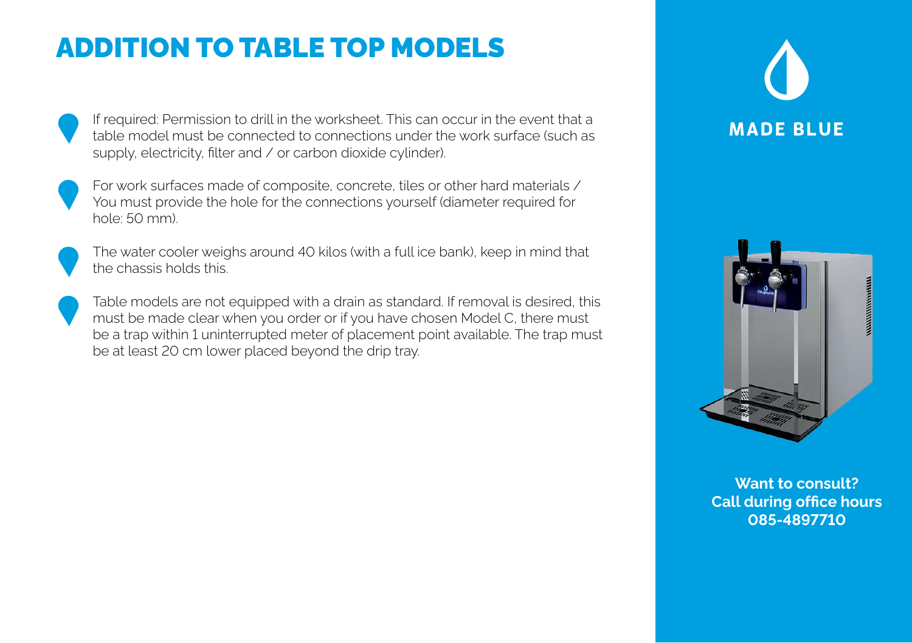# ADDITION TO TABLE TOP MODELS

- If required: Permission to drill in the worksheet. This can occur in the event that a table model must be connected to connections under the work surface (such as supply, electricity, filter and / or carbon dioxide cylinder).
- For work surfaces made of composite, concrete, tiles or other hard materials / You must provide the hole for the connections yourself (diameter required for hole: 50 mm).
- The water cooler weighs around 40 kilos (with a full ice bank), keep in mind that the chassis holds this.
- Table models are not equipped with a drain as standard. If removal is desired, this must be made clear when you order or if you have chosen Model C, there must be a trap within 1 uninterrupted meter of placement point available. The trap must be at least 20 cm lower placed beyond the drip tray.

**MADE BLUE**

**Want to consult?**
**Call during office hours**
**085-4897710**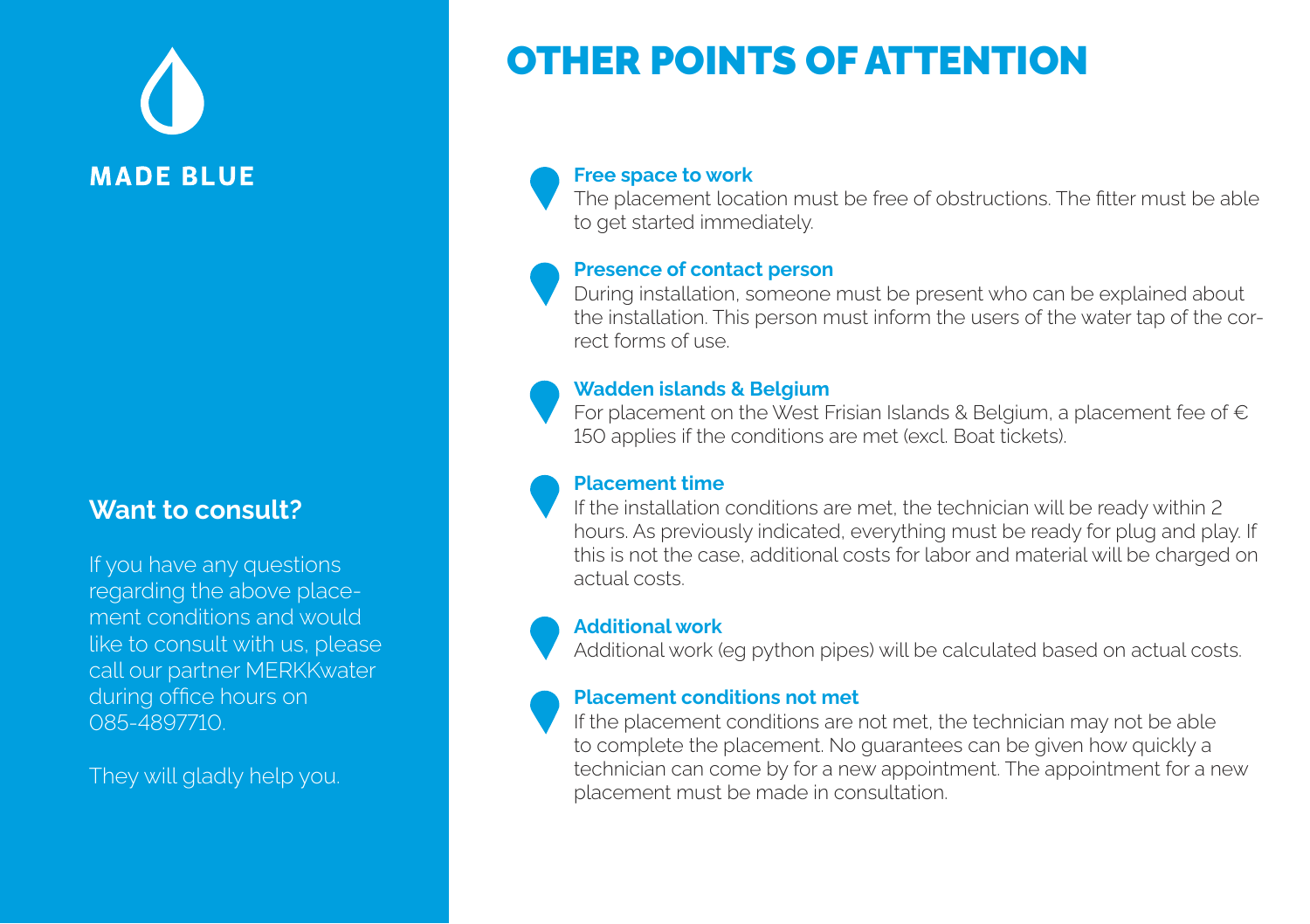**MADE BLUE**

## Want to consult?

If you have any questions regarding the above placement conditions and would like to consult with us, please call our partner MERKKwater during office hours on 085-4897710.

They will gladly help you.

# OTHER POINTS OF ATTENTION

**Free space to work**
The placement location must be free of obstructions. The fitter must be able to get started immediately.

**Presence of contact person**
During installation, someone must be present who can be explained about the installation. This person must inform the users of the water tap of the correct forms of use.

**Wadden islands & Belgium**
For placement on the West Frisian Islands & Belgium, a placement fee of € 150 applies if the conditions are met (excl. Boat tickets).

**Placement time**
If the installation conditions are met, the technician will be ready within 2 hours. As previously indicated, everything must be ready for plug and play. If this is not the case, additional costs for labor and material will be charged on actual costs.

**Additional work**
Additional work (eg python pipes) will be calculated based on actual costs.

**Placement conditions not met**
If the placement conditions are not met, the technician may not be able to complete the placement. No guarantees can be given how quickly a technician can come by for a new appointment. The appointment for a new placement must be made in consultation.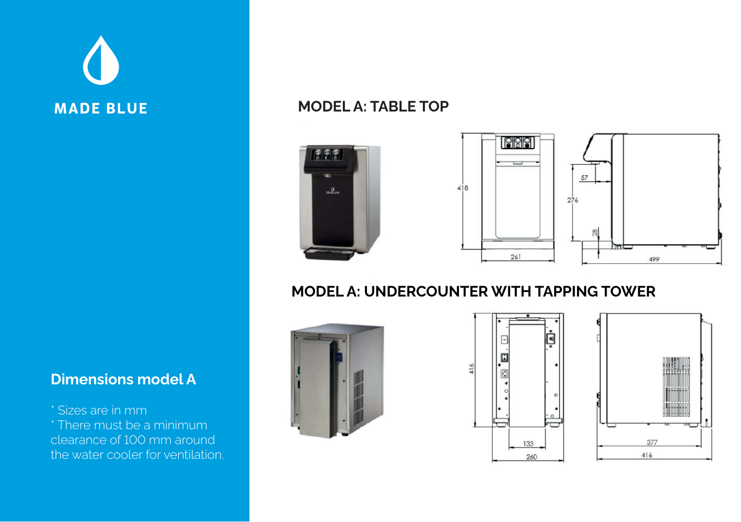MADE BLUE

## MODEL A: TABLE TOP

## MODEL A: UNDERCOUNTER WITH TAPPING TOWER

## Dimensions model A

* Sizes are in mm
* There must be a minimum clearance of 100 mm around the water cooler for ventilation.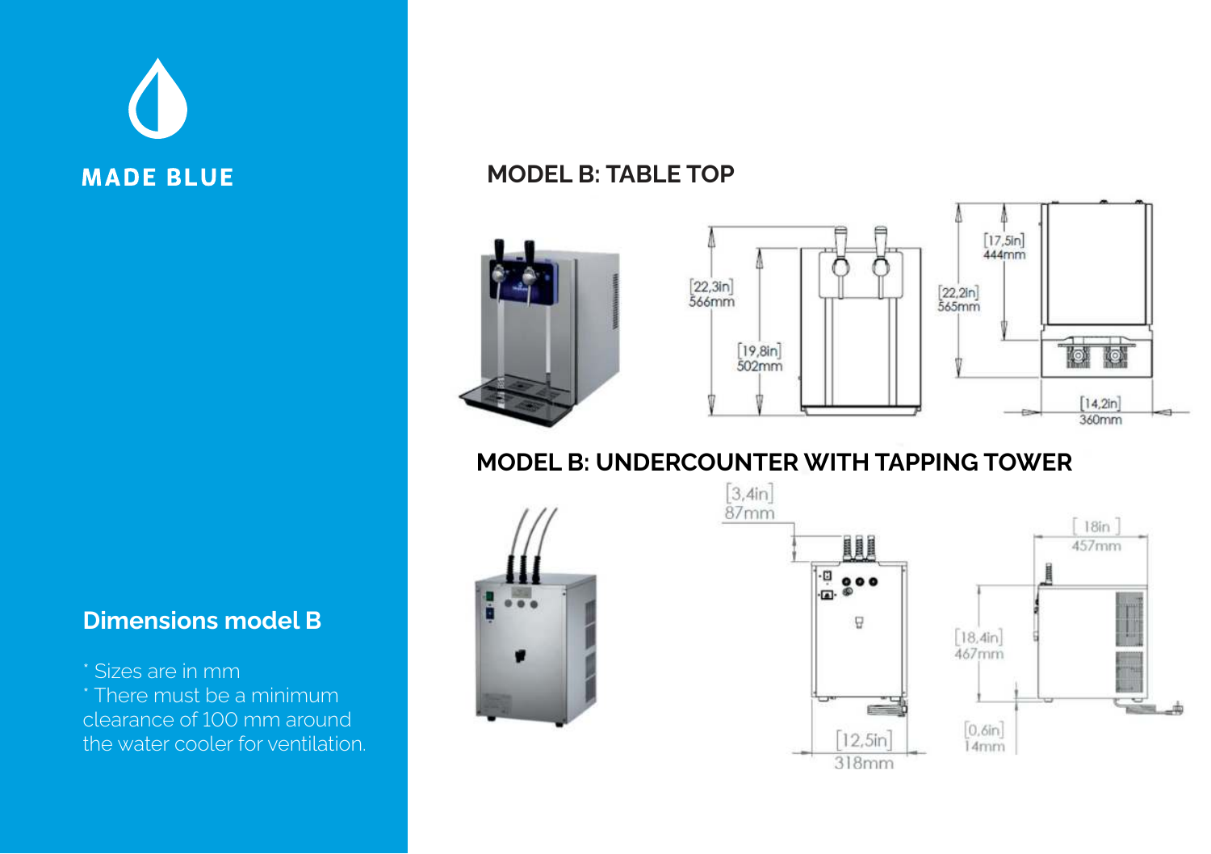MADE BLUE

## MODEL B: TABLE TOP

[22,3in]
566mm

[19,8in]
502mm

[22,2in]
565mm

[17,5in]
444mm

[14,2in]
360mm

## MODEL B: UNDERCOUNTER WITH TAPPING TOWER

[3,4in]
87mm

[18in]
457mm

[18,4in]
467mm

[0,6in]
14mm

[12,5in]
318mm

## Dimensions model B

* Sizes are in mm
* There must be a minimum clearance of 100 mm around the water cooler for ventilation.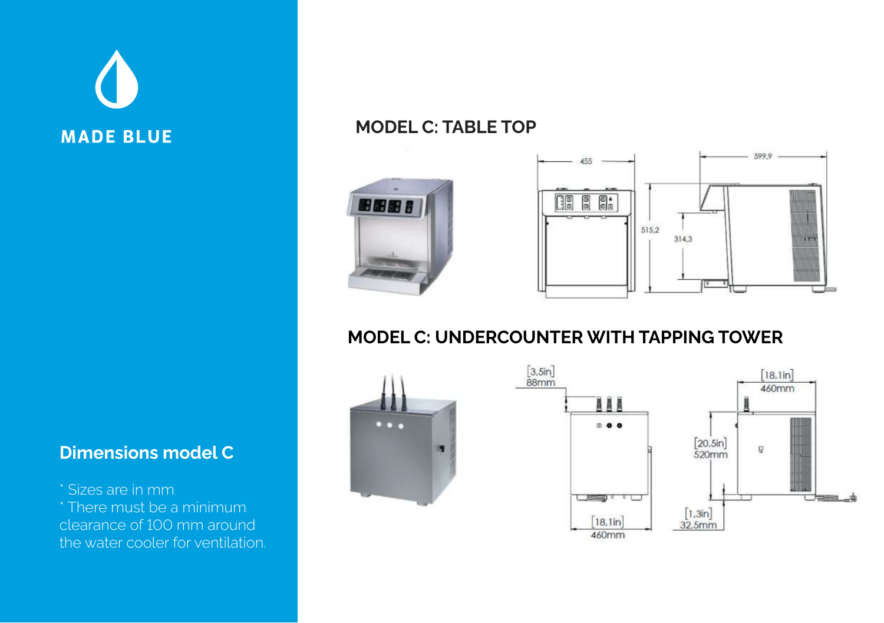MADE BLUE

## MODEL C: TABLE TOP

## MODEL C: UNDERCOUNTER WITH TAPPING TOWER

## Dimensions model C

* Sizes are in mm
* There must be a minimum clearance of 100 mm around the water cooler for ventilation.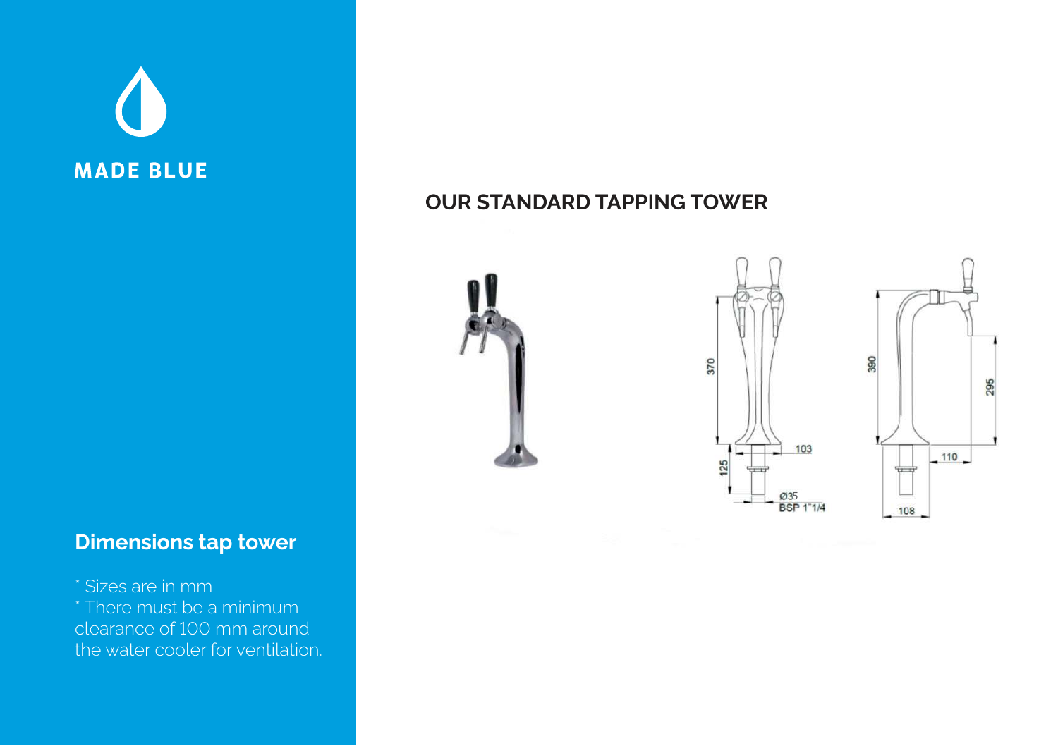MADE BLUE

## OUR STANDARD TAPPING TOWER

## Dimensions tap tower

* Sizes are in mm
* There must be a minimum clearance of 100 mm around the water cooler for ventilation.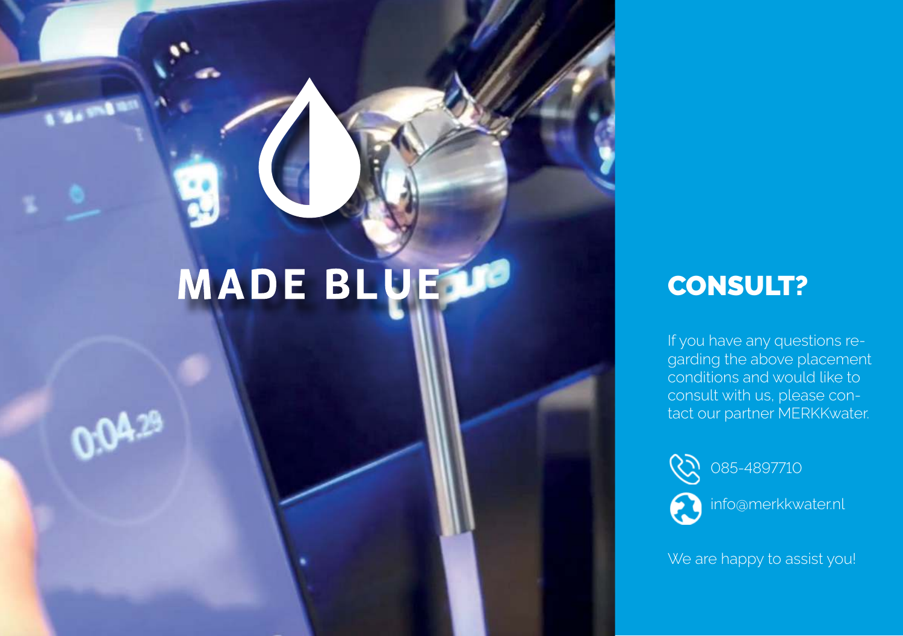MADE BLUE

## CONSULT?

If you have any questions regarding the above placement conditions and would like to consult with us, please contact our partner MERKKwater.

085-4897710

info@merkkwater.nl

We are happy to assist you!